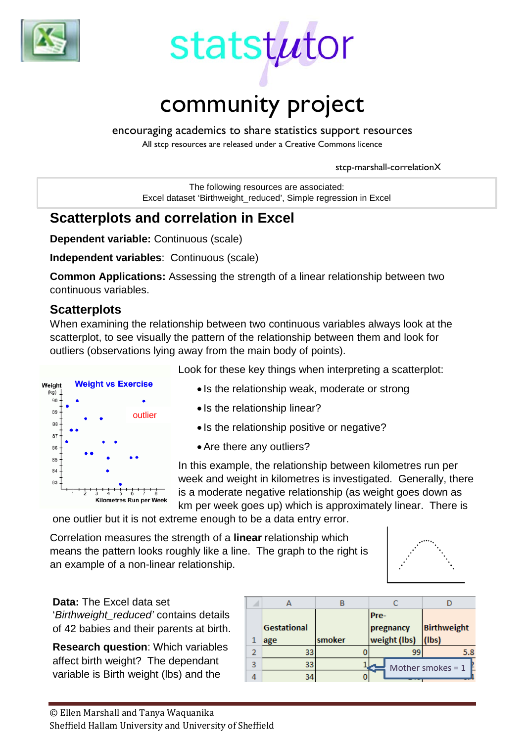# statstutor community project

encouraging academics to share statistics support resources

All stcp resources are released under a Creative Commons licence

stcp-marshall-correlationX

The following resources are associated:
Excel dataset 'Birthweight_reduced', Simple regression in Excel

## Scatterplots and correlation in Excel

**Dependent variable:** Continuous (scale)

**Independent variables**: Continuous (scale)

**Common Applications:** Assessing the strength of a linear relationship between two continuous variables.

### Scatterplots

When examining the relationship between two continuous variables always look at the scatterplot, to see visually the pattern of the relationship between them and look for outliers (observations lying away from the main body of points).

Look for these key things when interpreting a scatterplot:

- Is the relationship weak, moderate or strong
- Is the relationship linear?
- Is the relationship positive or negative?
- Are there any outliers?

In this example, the relationship between kilometres run per week and weight in kilometres is investigated. Generally, there is a moderate negative relationship (as weight goes down as km per week goes up) which is approximately linear. There is one outlier but it is not extreme enough to be a data entry error.

Correlation measures the strength of a **linear** relationship which means the pattern looks roughly like a line. The graph to the right is an example of a non-linear relationship.

**Data:** The Excel data set '*Birthweight_reduced*' contains details of 42 babies and their parents at birth.

**Research question**: Which variables affect birth weight? The dependant variable is Birth weight (lbs) and the

| | A | B | C | D |
|---|---|---|---|---|
| 1 | Gestational age | smoker | Pre-pregnancy weight (lbs) | Birthweight (lbs) |
| 2 | 33 | 0 | 99 | 5.8 |
| 3 | 33 | 1 | | |
| 4 | 34 | 0 | | |

Mother smokes = 1

© Ellen Marshall and Tanya Waquanika
Sheffield Hallam University and University of Sheffield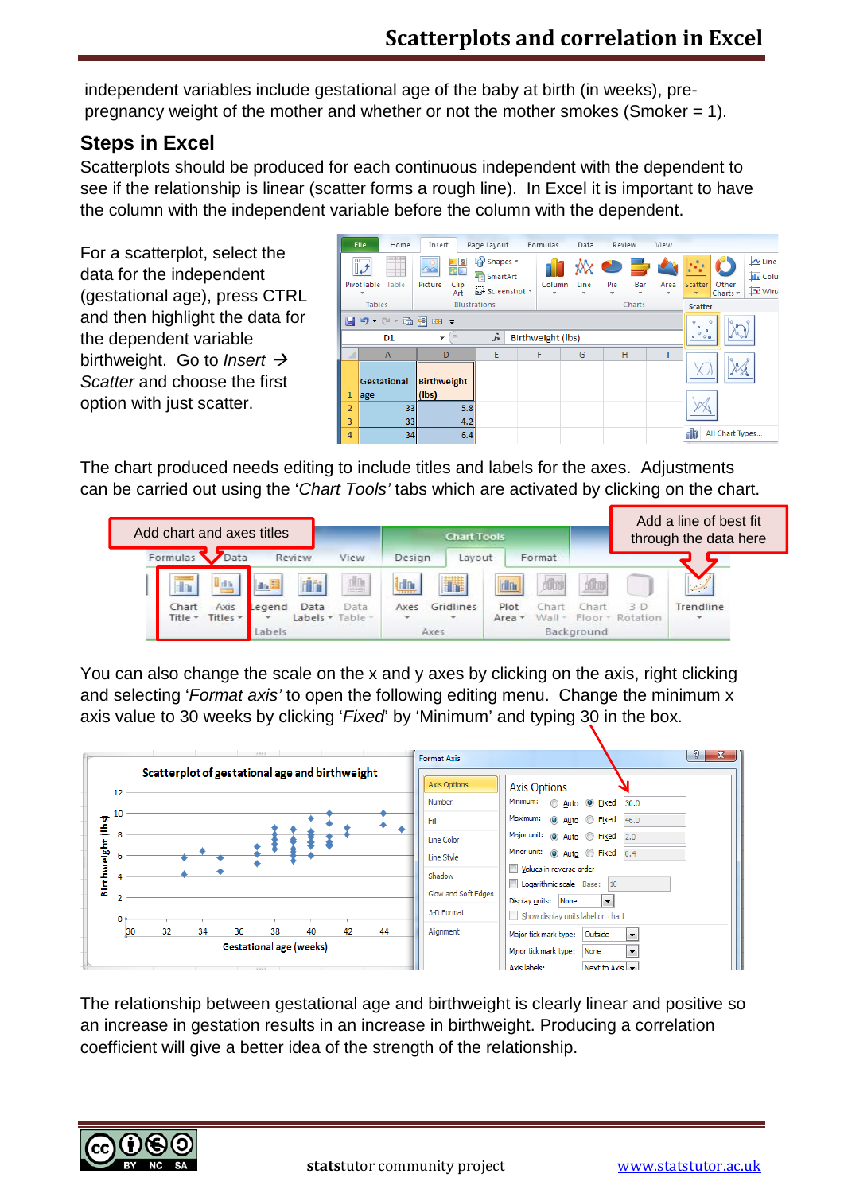independent variables include gestational age of the baby at birth (in weeks), pre-pregnancy weight of the mother and whether or not the mother smokes (Smoker = 1).

## Steps in Excel

Scatterplots should be produced for each continuous independent with the dependent to see if the relationship is linear (scatter forms a rough line). In Excel it is important to have the column with the independent variable before the column with the dependent.

For a scatterplot, select the data for the independent (gestational age), press CTRL and then highlight the data for the dependent variable birthweight. Go to *Insert* → *Scatter* and choose the first option with just scatter.

The chart produced needs editing to include titles and labels for the axes. Adjustments can be carried out using the '*Chart Tools'* tabs which are activated by clicking on the chart.

Add chart and axes titles

Add a line of best fit through the data here

You can also change the scale on the x and y axes by clicking on the axis, right clicking and selecting '*Format axis'* to open the following editing menu. Change the minimum x axis value to 30 weeks by clicking '*Fixed*' by 'Minimum' and typing 30 in the box.

The relationship between gestational age and birthweight is clearly linear and positive so an increase in gestation results in an increase in birthweight. Producing a correlation coefficient will give a better idea of the strength of the relationship.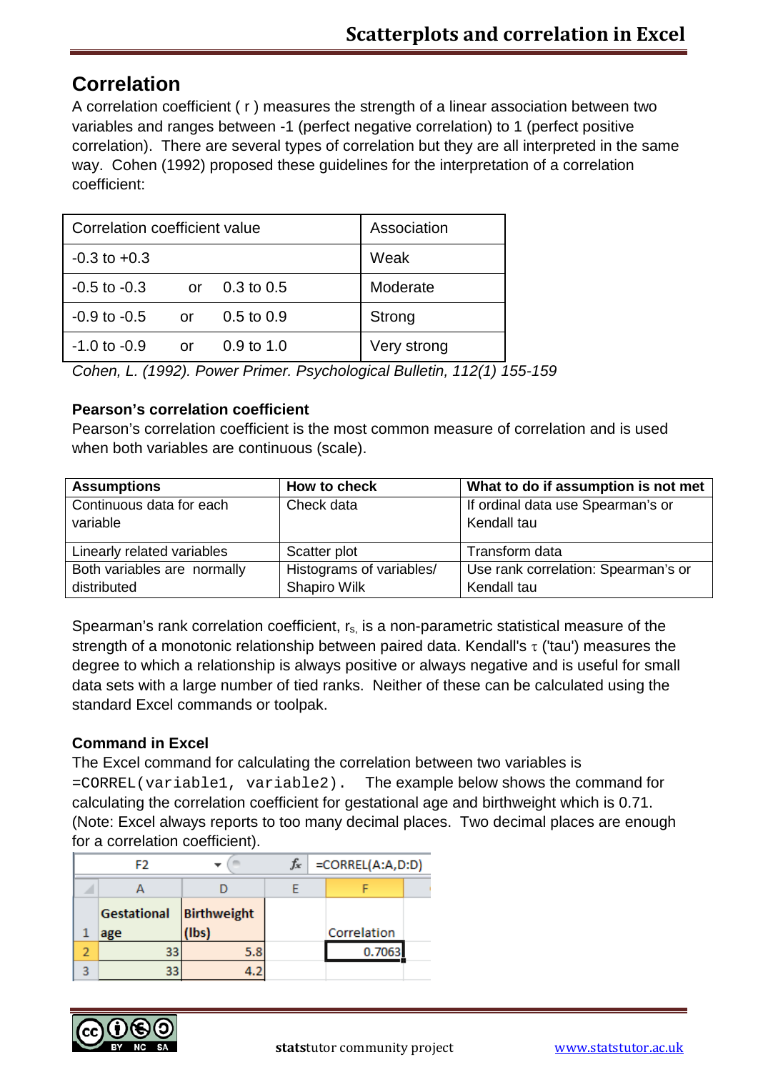## Correlation

A correlation coefficient ( r ) measures the strength of a linear association between two variables and ranges between -1 (perfect negative correlation) to 1 (perfect positive correlation). There are several types of correlation but they are all interpreted in the same way. Cohen (1992) proposed these guidelines for the interpretation of a correlation coefficient:

| Correlation coefficient value | Association |
|---|---|
| -0.3 to +0.3 | Weak |
| -0.5 to -0.3 or 0.3 to 0.5 | Moderate |
| -0.9 to -0.5 or 0.5 to 0.9 | Strong |
| -1.0 to -0.9 or 0.9 to 1.0 | Very strong |

*Cohen, L. (1992). Power Primer. Psychological Bulletin, 112(1) 155-159*

### Pearson's correlation coefficient

Pearson's correlation coefficient is the most common measure of correlation and is used when both variables are continuous (scale).

| Assumptions | How to check | What to do if assumption is not met |
|---|---|---|
| Continuous data for each variable | Check data | If ordinal data use Spearman's or Kendall tau |
| Linearly related variables | Scatter plot | Transform data |
| Both variables are normally distributed | Histograms of variables/ Shapiro Wilk | Use rank correlation: Spearman's or Kendall tau |

Spearman's rank correlation coefficient, $r_s$, is a non-parametric statistical measure of the strength of a monotonic relationship between paired data. Kendall's $\tau$ ('tau') measures the degree to which a relationship is always positive or always negative and is useful for small data sets with a large number of tied ranks. Neither of these can be calculated using the standard Excel commands or toolpak.

### Command in Excel

The Excel command for calculating the correlation between two variables is `=CORREL(variable1, variable2)`. The example below shows the command for calculating the correlation coefficient for gestational age and birthweight which is 0.71. (Note: Excel always reports to too many decimal places. Two decimal places are enough for a correlation coefficient).

F2 &nbsp; fx &nbsp; =CORREL(A:A,D:D)

| | A | D | E | F |
|---|---|---|---|---|
| 1 | Gestational age | Birthweight (lbs) | | Correlation |
| 2 | 33 | 5.8 | | 0.7063 |
| 3 | 33 | 4.2 | | |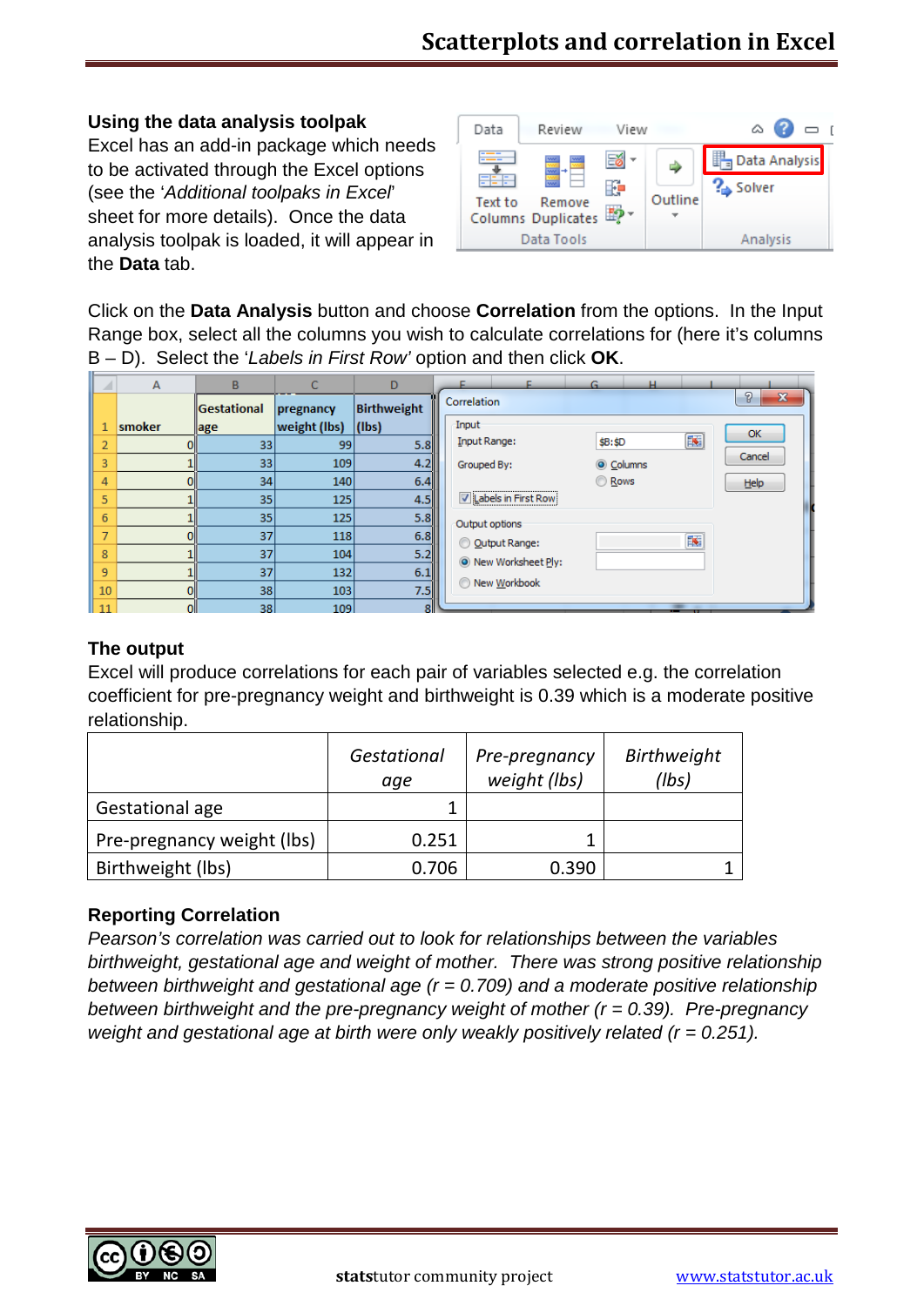### Using the data analysis toolpak

Excel has an add-in package which needs to be activated through the Excel options (see the '*Additional toolpaks in Excel*' sheet for more details). Once the data analysis toolpak is loaded, it will appear in the **Data** tab.

Click on the **Data Analysis** button and choose **Correlation** from the options. In the Input Range box, select all the columns you wish to calculate correlations for (here it's columns B – D). Select the '*Labels in First Row*' option and then click **OK**.

### The output

Excel will produce correlations for each pair of variables selected e.g. the correlation coefficient for pre-pregnancy weight and birthweight is 0.39 which is a moderate positive relationship.

| | *Gestational age* | *Pre-pregnancy weight (lbs)* | *Birthweight (lbs)* |
|---|---|---|---|
| Gestational age | 1 | | |
| Pre-pregnancy weight (lbs) | 0.251 | 1 | |
| Birthweight (lbs) | 0.706 | 0.390 | 1 |

### Reporting Correlation

*Pearson's correlation was carried out to look for relationships between the variables birthweight, gestational age and weight of mother. There was strong positive relationship between birthweight and gestational age (r = 0.709) and a moderate positive relationship between birthweight and the pre-pregnancy weight of mother (r = 0.39). Pre-pregnancy weight and gestational age at birth were only weakly positively related (r = 0.251).*